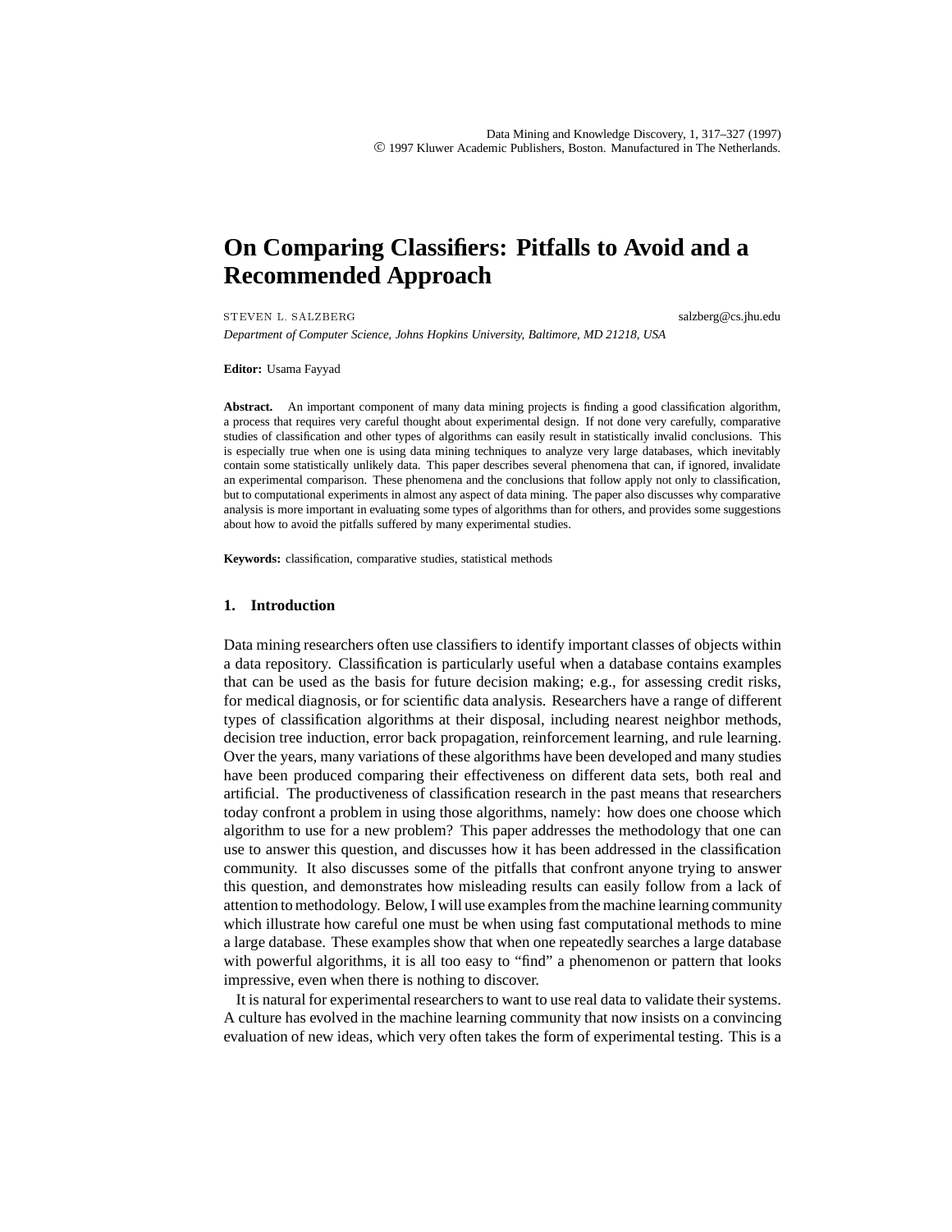# On Comparing Classifiers: Pitfalls to Avoid and a Recommended Approach

STEVEN L. SALZBERG salzberg@cs.jhu.edu

*Department of Computer Science, Johns Hopkins University, Baltimore, MD 21218, USA*

**Editor:** Usama Fayyad

**Abstract.** An important component of many data mining projects is finding a good classification algorithm, a process that requires very careful thought about experimental design. If not done very carefully, comparative studies of classification and other types of algorithms can easily result in statistically invalid conclusions. This is especially true when one is using data mining techniques to analyze very large databases, which inevitably contain some statistically unlikely data. This paper describes several phenomena that can, if ignored, invalidate an experimental comparison. These phenomena and the conclusions that follow apply not only to classification, but to computational experiments in almost any aspect of data mining. The paper also discusses why comparative analysis is more important in evaluating some types of algorithms than for others, and provides some suggestions about how to avoid the pitfalls suffered by many experimental studies.

**Keywords:** classification, comparative studies, statistical methods

## 1. Introduction

Data mining researchers often use classifiers to identify important classes of objects within a data repository. Classification is particularly useful when a database contains examples that can be used as the basis for future decision making; e.g., for assessing credit risks, for medical diagnosis, or for scientific data analysis. Researchers have a range of different types of classification algorithms at their disposal, including nearest neighbor methods, decision tree induction, error back propagation, reinforcement learning, and rule learning. Over the years, many variations of these algorithms have been developed and many studies have been produced comparing their effectiveness on different data sets, both real and artificial. The productiveness of classification research in the past means that researchers today confront a problem in using those algorithms, namely: how does one choose which algorithm to use for a new problem? This paper addresses the methodology that one can use to answer this question, and discusses how it has been addressed in the classification community. It also discusses some of the pitfalls that confront anyone trying to answer this question, and demonstrates how misleading results can easily follow from a lack of attention to methodology. Below, I will use examples from the machine learning community which illustrate how careful one must be when using fast computational methods to mine a large database. These examples show that when one repeatedly searches a large database with powerful algorithms, it is all too easy to "find" a phenomenon or pattern that looks impressive, even when there is nothing to discover.

It is natural for experimental researchers to want to use real data to validate their systems. A culture has evolved in the machine learning community that now insists on a convincing evaluation of new ideas, which very often takes the form of experimental testing. This is a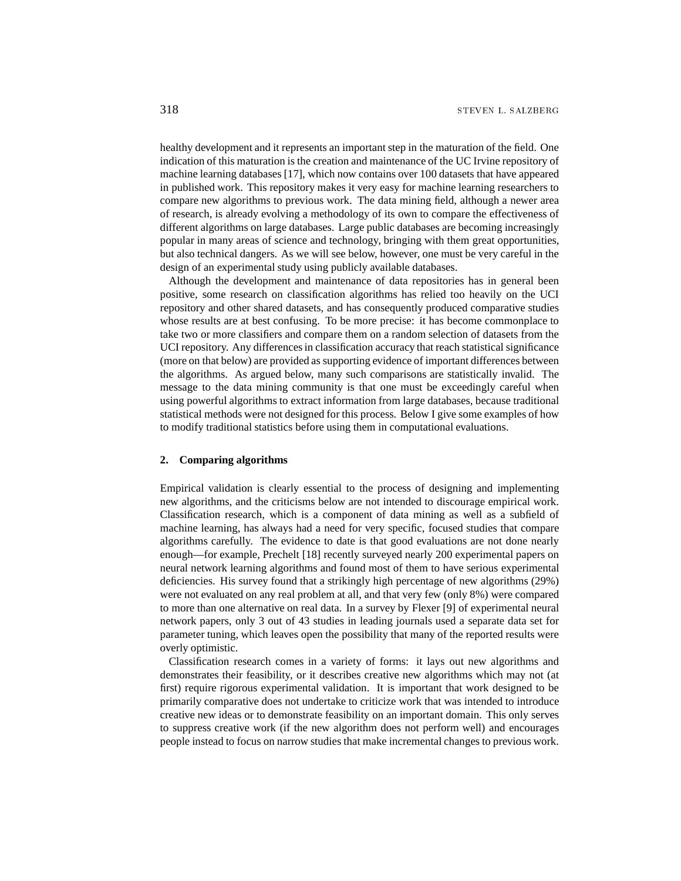healthy development and it represents an important step in the maturation of the field. One indication of this maturation is the creation and maintenance of the UC Irvine repository of machine learning databases [17], which now contains over 100 datasets that have appeared in published work. This repository makes it very easy for machine learning researchers to compare new algorithms to previous work. The data mining field, although a newer area of research, is already evolving a methodology of its own to compare the effectiveness of different algorithms on large databases. Large public databases are becoming increasingly popular in many areas of science and technology, bringing with them great opportunities, but also technical dangers. As we will see below, however, one must be very careful in the design of an experimental study using publicly available databases.

Although the development and maintenance of data repositories has in general been positive, some research on classification algorithms has relied too heavily on the UCI repository and other shared datasets, and has consequently produced comparative studies whose results are at best confusing. To be more precise: it has become commonplace to take two or more classifiers and compare them on a random selection of datasets from the UCI repository. Any differences in classification accuracy that reach statistical significance (more on that below) are provided as supporting evidence of important differences between the algorithms. As argued below, many such comparisons are statistically invalid. The message to the data mining community is that one must be exceedingly careful when using powerful algorithms to extract information from large databases, because traditional statistical methods were not designed for this process. Below I give some examples of how to modify traditional statistics before using them in computational evaluations.

## 2. Comparing algorithms

Empirical validation is clearly essential to the process of designing and implementing new algorithms, and the criticisms below are not intended to discourage empirical work. Classification research, which is a component of data mining as well as a subfield of machine learning, has always had a need for very specific, focused studies that compare algorithms carefully. The evidence to date is that good evaluations are not done nearly enough—for example, Prechelt [18] recently surveyed nearly 200 experimental papers on neural network learning algorithms and found most of them to have serious experimental deficiencies. His survey found that a strikingly high percentage of new algorithms (29%) were not evaluated on any real problem at all, and that very few (only 8%) were compared to more than one alternative on real data. In a survey by Flexer [9] of experimental neural network papers, only 3 out of 43 studies in leading journals used a separate data set for parameter tuning, which leaves open the possibility that many of the reported results were overly optimistic.

Classification research comes in a variety of forms: it lays out new algorithms and demonstrates their feasibility, or it describes creative new algorithms which may not (at first) require rigorous experimental validation. It is important that work designed to be primarily comparative does not undertake to criticize work that was intended to introduce creative new ideas or to demonstrate feasibility on an important domain. This only serves to suppress creative work (if the new algorithm does not perform well) and encourages people instead to focus on narrow studies that make incremental changes to previous work.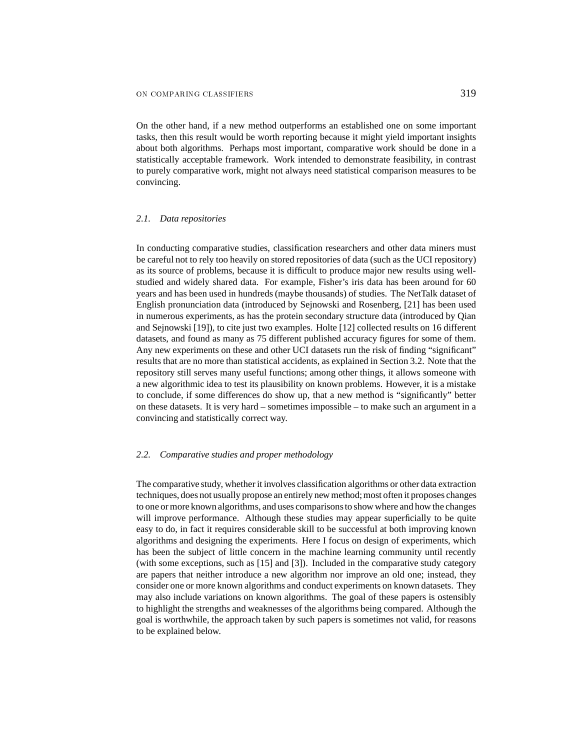On the other hand, if a new method outperforms an established one on some important tasks, then this result would be worth reporting because it might yield important insights about both algorithms. Perhaps most important, comparative work should be done in a statistically acceptable framework. Work intended to demonstrate feasibility, in contrast to purely comparative work, might not always need statistical comparison measures to be convincing.

### *2.1. Data repositories*

In conducting comparative studies, classification researchers and other data miners must be careful not to rely too heavily on stored repositories of data (such as the UCI repository) as its source of problems, because it is difficult to produce major new results using well-studied and widely shared data. For example, Fisher's iris data has been around for 60 years and has been used in hundreds (maybe thousands) of studies. The NetTalk dataset of English pronunciation data (introduced by Sejnowski and Rosenberg, [21] has been used in numerous experiments, as has the protein secondary structure data (introduced by Qian and Sejnowski [19]), to cite just two examples. Holte [12] collected results on 16 different datasets, and found as many as 75 different published accuracy figures for some of them. Any new experiments on these and other UCI datasets run the risk of finding "significant" results that are no more than statistical accidents, as explained in Section 3.2. Note that the repository still serves many useful functions; among other things, it allows someone with a new algorithmic idea to test its plausibility on known problems. However, it is a mistake to conclude, if some differences do show up, that a new method is "significantly" better on these datasets. It is very hard – sometimes impossible – to make such an argument in a convincing and statistically correct way.

### *2.2. Comparative studies and proper methodology*

The comparative study, whether it involves classification algorithms or other data extraction techniques, does not usually propose an entirely new method; most often it proposes changes to one or more known algorithms, and uses comparisons to show where and how the changes will improve performance. Although these studies may appear superficially to be quite easy to do, in fact it requires considerable skill to be successful at both improving known algorithms and designing the experiments. Here I focus on design of experiments, which has been the subject of little concern in the machine learning community until recently (with some exceptions, such as [15] and [3]). Included in the comparative study category are papers that neither introduce a new algorithm nor improve an old one; instead, they consider one or more known algorithms and conduct experiments on known datasets. They may also include variations on known algorithms. The goal of these papers is ostensibly to highlight the strengths and weaknesses of the algorithms being compared. Although the goal is worthwhile, the approach taken by such papers is sometimes not valid, for reasons to be explained below.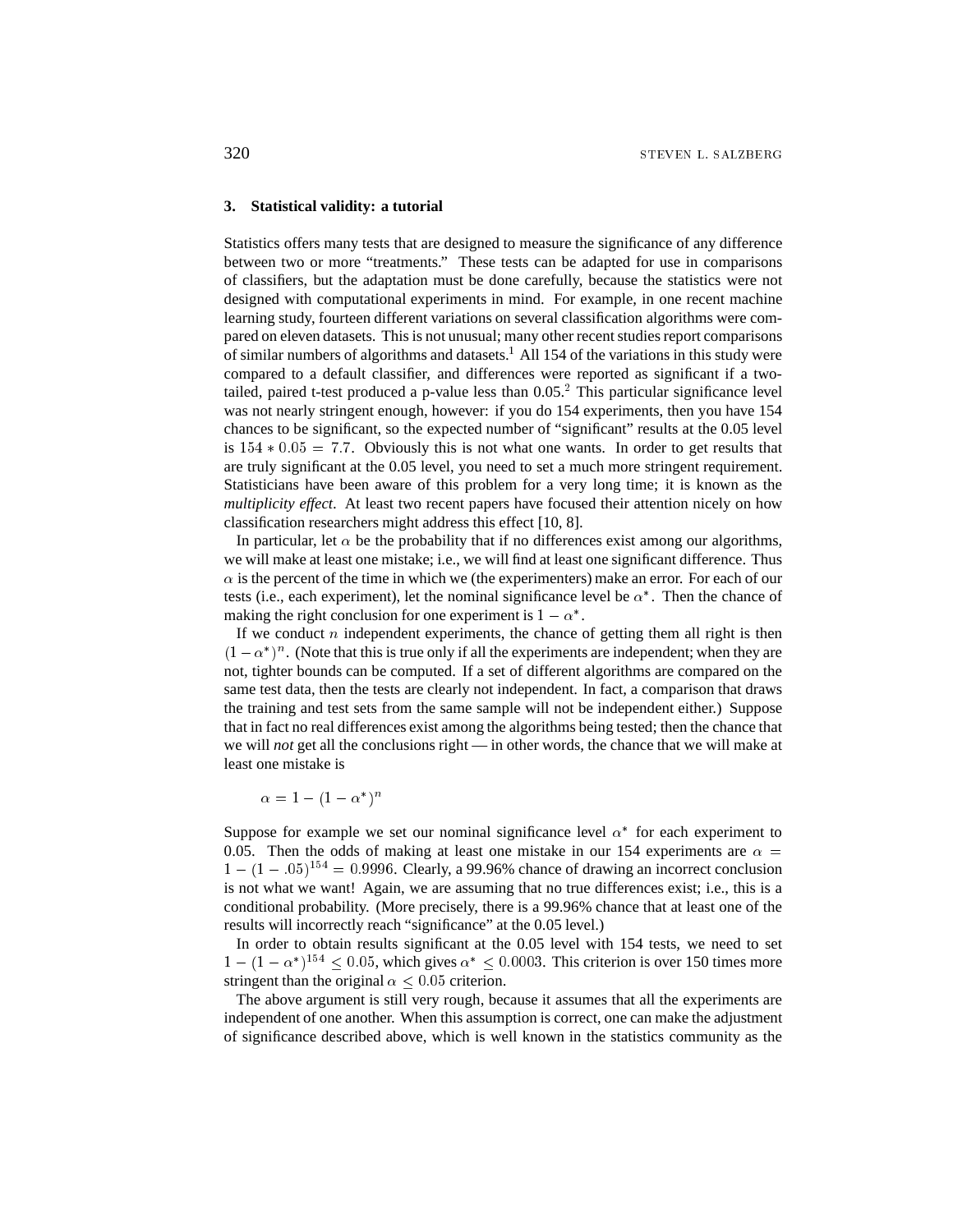## 3. Statistical validity: a tutorial

Statistics offers many tests that are designed to measure the significance of any difference between two or more "treatments." These tests can be adapted for use in comparisons of classifiers, but the adaptation must be done carefully, because the statistics were not designed with computational experiments in mind. For example, in one recent machine learning study, fourteen different variations on several classification algorithms were compared on eleven datasets. This is not unusual; many other recent studies report comparisons of similar numbers of algorithms and datasets.[1] All 154 of the variations in this study were compared to a default classifier, and differences were reported as significant if a two-tailed, paired t-test produced a p-value less than 0.05.[2] This particular significance level was not nearly stringent enough, however: if you do 154 experiments, then you have 154 chances to be significant, so the expected number of "significant" results at the 0.05 level is $154 * 0.05 = 7.7$. Obviously this is not what one wants. In order to get results that are truly significant at the 0.05 level, you need to set a much more stringent requirement. Statisticians have been aware of this problem for a very long time; it is known as the *multiplicity effect*. At least two recent papers have focused their attention nicely on how classification researchers might address this effect [10, 8].

In particular, let $\alpha$ be the probability that if no differences exist among our algorithms, we will make at least one mistake; i.e., we will find at least one significant difference. Thus $\alpha$ is the percent of the time in which we (the experimenters) make an error. For each of our tests (i.e., each experiment), let the nominal significance level be $\alpha^*$. Then the chance of making the right conclusion for one experiment is $1 - \alpha^*$.

If we conduct $n$ independent experiments, the chance of getting them all right is then $(1-\alpha^*)^n$. (Note that this is true only if all the experiments are independent; when they are not, tighter bounds can be computed. If a set of different algorithms are compared on the same test data, then the tests are clearly not independent. In fact, a comparison that draws the training and test sets from the same sample will not be independent either.) Suppose that in fact no real differences exist among the algorithms being tested; then the chance that we will *not* get all the conclusions right — in other words, the chance that we will make at least one mistake is

$$\alpha = 1 - (1 - \alpha^*)^n$$

Suppose for example we set our nominal significance level $\alpha^*$ for each experiment to 0.05. Then the odds of making at least one mistake in our 154 experiments are $\alpha = 1 - (1 - .05)^{154} = 0.9996$. Clearly, a 99.96% chance of drawing an incorrect conclusion is not what we want! Again, we are assuming that no true differences exist; i.e., this is a conditional probability. (More precisely, there is a 99.96% chance that at least one of the results will incorrectly reach "significance" at the 0.05 level.)

In order to obtain results significant at the 0.05 level with 154 tests, we need to set $1 - (1 - \alpha^*)^{154} \leq 0.05$, which gives $\alpha^* \leq 0.0003$. This criterion is over 150 times more stringent than the original $\alpha \leq 0.05$ criterion.

The above argument is still very rough, because it assumes that all the experiments are independent of one another. When this assumption is correct, one can make the adjustment of significance described above, which is well known in the statistics community as the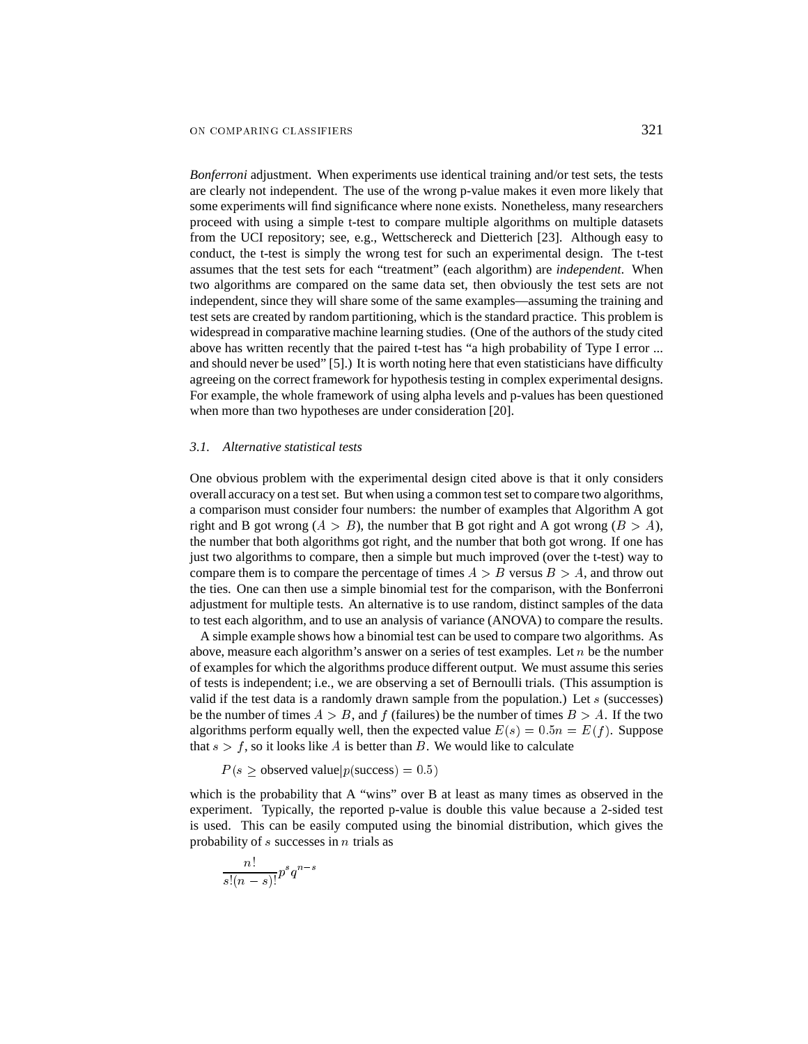*Bonferroni* adjustment. When experiments use identical training and/or test sets, the tests are clearly not independent. The use of the wrong p-value makes it even more likely that some experiments will find significance where none exists. Nonetheless, many researchers proceed with using a simple t-test to compare multiple algorithms on multiple datasets from the UCI repository; see, e.g., Wettschereck and Dietterich [23]. Although easy to conduct, the t-test is simply the wrong test for such an experimental design. The t-test assumes that the test sets for each "treatment" (each algorithm) are *independent*. When two algorithms are compared on the same data set, then obviously the test sets are not independent, since they will share some of the same examples—assuming the training and test sets are created by random partitioning, which is the standard practice. This problem is widespread in comparative machine learning studies. (One of the authors of the study cited above has written recently that the paired t-test has "a high probability of Type I error ... and should never be used" [5].) It is worth noting here that even statisticians have difficulty agreeing on the correct framework for hypothesis testing in complex experimental designs. For example, the whole framework of using alpha levels and p-values has been questioned when more than two hypotheses are under consideration [20].

### 3.1. *Alternative statistical tests*

One obvious problem with the experimental design cited above is that it only considers overall accuracy on a test set. But when using a common test set to compare two algorithms, a comparison must consider four numbers: the number of examples that Algorithm A got right and B got wrong ($A > B$), the number that B got right and A got wrong ($B > A$), the number that both algorithms got right, and the number that both got wrong. If one has just two algorithms to compare, then a simple but much improved (over the t-test) way to compare them is to compare the percentage of times $A > B$ versus $B > A$, and throw out the ties. One can then use a simple binomial test for the comparison, with the Bonferroni adjustment for multiple tests. An alternative is to use random, distinct samples of the data to test each algorithm, and to use an analysis of variance (ANOVA) to compare the results.

A simple example shows how a binomial test can be used to compare two algorithms. As above, measure each algorithm's answer on a series of test examples. Let $n$ be the number of examples for which the algorithms produce different output. We must assume this series of tests is independent; i.e., we are observing a set of Bernoulli trials. (This assumption is valid if the test data is a randomly drawn sample from the population.) Let $s$ (successes) be the number of times $A > B$, and $f$ (failures) be the number of times $B > A$. If the two algorithms perform equally well, then the expected value $E(s) = 0.5n = E(f)$. Suppose that $s > f$, so it looks like $A$ is better than $B$. We would like to calculate

$$P(s \geq \text{observed value} | p(\text{success}) = 0.5)$$

which is the probability that A "wins" over B at least as many times as observed in the experiment. Typically, the reported p-value is double this value because a 2-sided test is used. This can be easily computed using the binomial distribution, which gives the probability of $s$ successes in $n$ trials as

$$\frac{n!}{s!(n-s)!} p^s q^{n-s}$$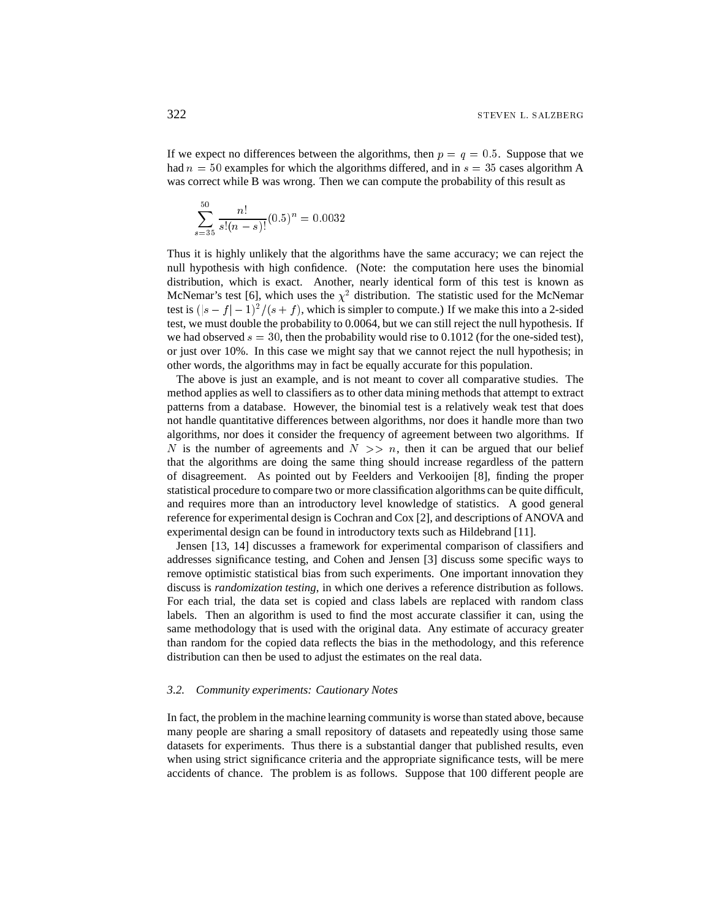If we expect no differences between the algorithms, then $p = q = 0.5$. Suppose that we had $n = 50$ examples for which the algorithms differed, and in $s = 35$ cases algorithm A was correct while B was wrong. Then we can compute the probability of this result as

$$\sum_{s=35}^{50} \frac{n!}{s!(n-s)!}(0.5)^n = 0.0032$$

Thus it is highly unlikely that the algorithms have the same accuracy; we can reject the null hypothesis with high confidence. (Note: the computation here uses the binomial distribution, which is exact. Another, nearly identical form of this test is known as McNemar's test [6], which uses the $\chi^2$ distribution. The statistic used for the McNemar test is $(|s - f| - 1)^2/(s + f)$, which is simpler to compute.) If we make this into a 2-sided test, we must double the probability to 0.0064, but we can still reject the null hypothesis. If we had observed $s = 30$, then the probability would rise to 0.1012 (for the one-sided test), or just over 10%. In this case we might say that we cannot reject the null hypothesis; in other words, the algorithms may in fact be equally accurate for this population.

The above is just an example, and is not meant to cover all comparative studies. The method applies as well to classifiers as to other data mining methods that attempt to extract patterns from a database. However, the binomial test is a relatively weak test that does not handle quantitative differences between algorithms, nor does it handle more than two algorithms, nor does it consider the frequency of agreement between two algorithms. If $N$ is the number of agreements and $N >> n$, then it can be argued that our belief that the algorithms are doing the same thing should increase regardless of the pattern of disagreement. As pointed out by Feelders and Verkooijen [8], finding the proper statistical procedure to compare two or more classification algorithms can be quite difficult, and requires more than an introductory level knowledge of statistics. A good general reference for experimental design is Cochran and Cox [2], and descriptions of ANOVA and experimental design can be found in introductory texts such as Hildebrand [11].

Jensen [13, 14] discusses a framework for experimental comparison of classifiers and addresses significance testing, and Cohen and Jensen [3] discuss some specific ways to remove optimistic statistical bias from such experiments. One important innovation they discuss is *randomization testing*, in which one derives a reference distribution as follows. For each trial, the data set is copied and class labels are replaced with random class labels. Then an algorithm is used to find the most accurate classifier it can, using the same methodology that is used with the original data. Any estimate of accuracy greater than random for the copied data reflects the bias in the methodology, and this reference distribution can then be used to adjust the estimates on the real data.

### *3.2. Community experiments: Cautionary Notes*

In fact, the problem in the machine learning community is worse than stated above, because many people are sharing a small repository of datasets and repeatedly using those same datasets for experiments. Thus there is a substantial danger that published results, even when using strict significance criteria and the appropriate significance tests, will be mere accidents of chance. The problem is as follows. Suppose that 100 different people are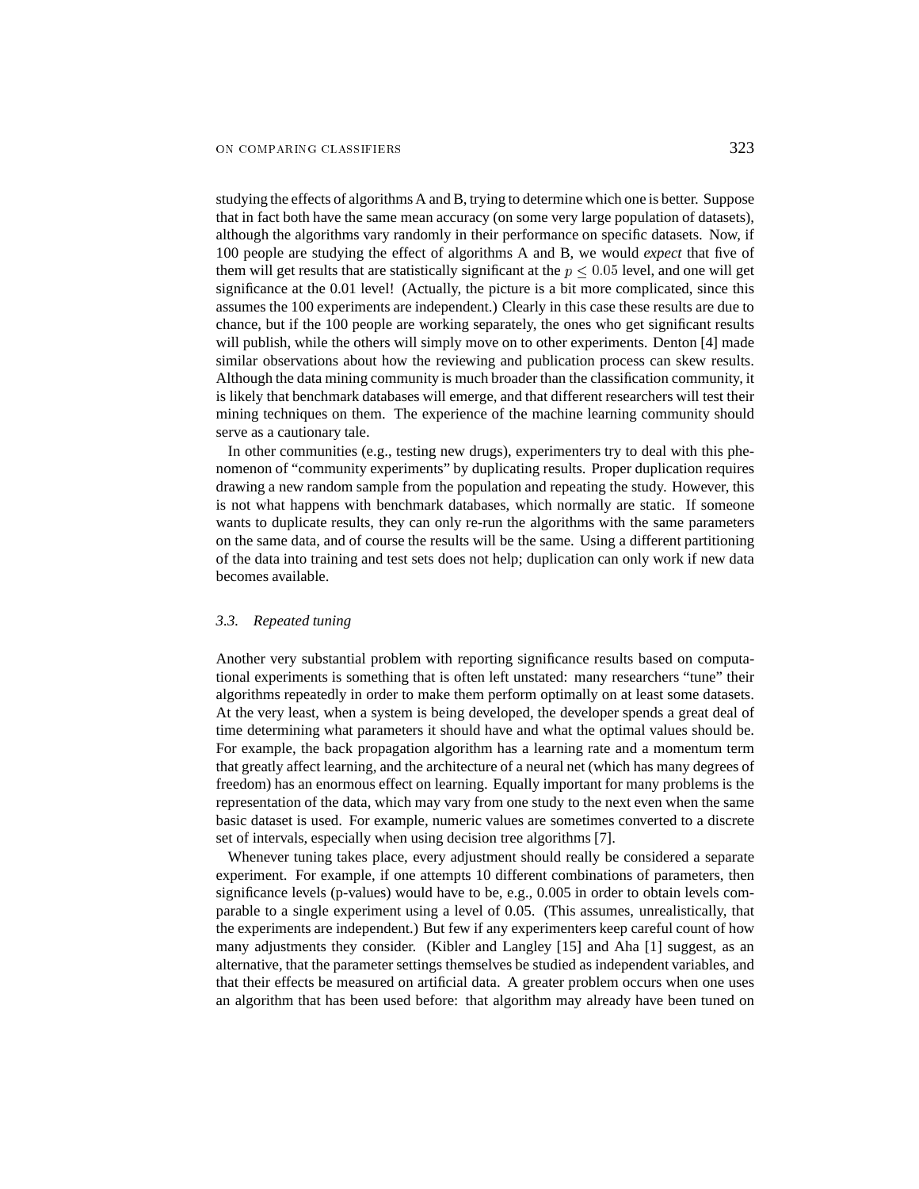studying the effects of algorithms A and B, trying to determine which one is better. Suppose that in fact both have the same mean accuracy (on some very large population of datasets), although the algorithms vary randomly in their performance on specific datasets. Now, if 100 people are studying the effect of algorithms A and B, we would *expect* that five of them will get results that are statistically significant at the $p \leq 0.05$ level, and one will get significance at the 0.01 level! (Actually, the picture is a bit more complicated, since this assumes the 100 experiments are independent.) Clearly in this case these results are due to chance, but if the 100 people are working separately, the ones who get significant results will publish, while the others will simply move on to other experiments. Denton [4] made similar observations about how the reviewing and publication process can skew results. Although the data mining community is much broader than the classification community, it is likely that benchmark databases will emerge, and that different researchers will test their mining techniques on them. The experience of the machine learning community should serve as a cautionary tale.

In other communities (e.g., testing new drugs), experimenters try to deal with this phenomenon of "community experiments" by duplicating results. Proper duplication requires drawing a new random sample from the population and repeating the study. However, this is not what happens with benchmark databases, which normally are static. If someone wants to duplicate results, they can only re-run the algorithms with the same parameters on the same data, and of course the results will be the same. Using a different partitioning of the data into training and test sets does not help; duplication can only work if new data becomes available.

### 3.3. *Repeated tuning*

Another very substantial problem with reporting significance results based on computational experiments is something that is often left unstated: many researchers "tune" their algorithms repeatedly in order to make them perform optimally on at least some datasets. At the very least, when a system is being developed, the developer spends a great deal of time determining what parameters it should have and what the optimal values should be. For example, the back propagation algorithm has a learning rate and a momentum term that greatly affect learning, and the architecture of a neural net (which has many degrees of freedom) has an enormous effect on learning. Equally important for many problems is the representation of the data, which may vary from one study to the next even when the same basic dataset is used. For example, numeric values are sometimes converted to a discrete set of intervals, especially when using decision tree algorithms [7].

Whenever tuning takes place, every adjustment should really be considered a separate experiment. For example, if one attempts 10 different combinations of parameters, then significance levels (p-values) would have to be, e.g., 0.005 in order to obtain levels comparable to a single experiment using a level of 0.05. (This assumes, unrealistically, that the experiments are independent.) But few if any experimenters keep careful count of how many adjustments they consider. (Kibler and Langley [15] and Aha [1] suggest, as an alternative, that the parameter settings themselves be studied as independent variables, and that their effects be measured on artificial data. A greater problem occurs when one uses an algorithm that has been used before: that algorithm may already have been tuned on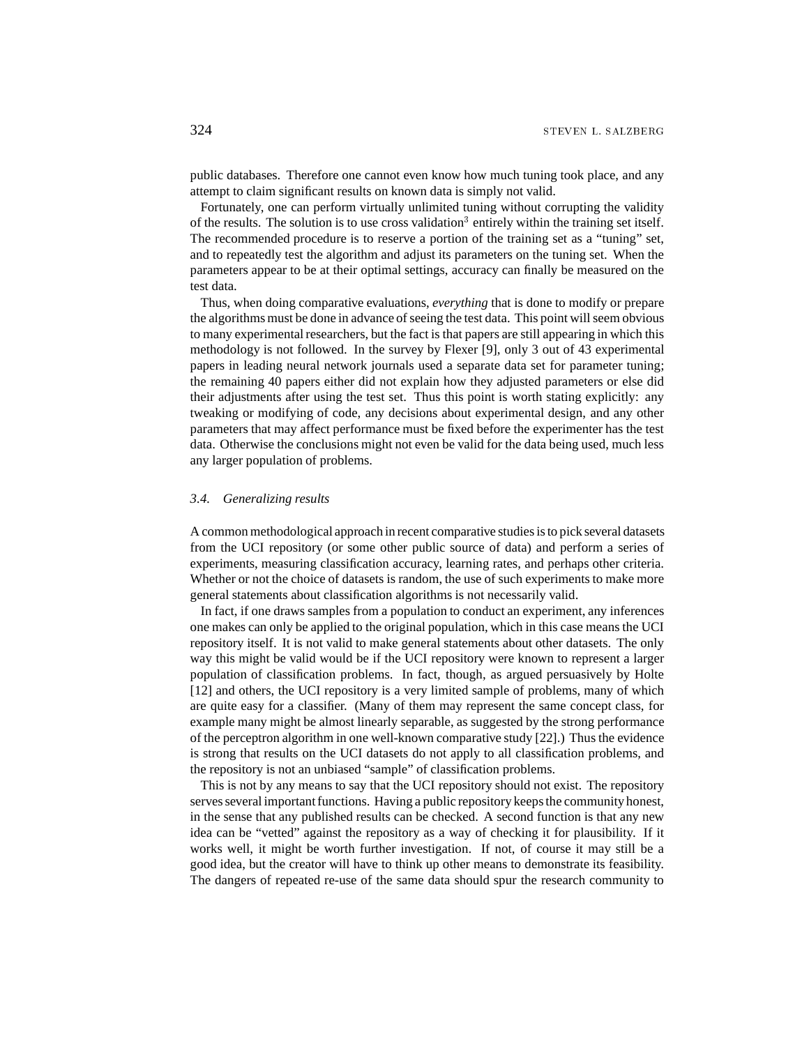public databases. Therefore one cannot even know how much tuning took place, and any attempt to claim significant results on known data is simply not valid.

Fortunately, one can perform virtually unlimited tuning without corrupting the validity of the results. The solution is to use cross validation[3] entirely within the training set itself. The recommended procedure is to reserve a portion of the training set as a "tuning" set, and to repeatedly test the algorithm and adjust its parameters on the tuning set. When the parameters appear to be at their optimal settings, accuracy can finally be measured on the test data.

Thus, when doing comparative evaluations, *everything* that is done to modify or prepare the algorithms must be done in advance of seeing the test data. This point will seem obvious to many experimental researchers, but the fact is that papers are still appearing in which this methodology is not followed. In the survey by Flexer [9], only 3 out of 43 experimental papers in leading neural network journals used a separate data set for parameter tuning; the remaining 40 papers either did not explain how they adjusted parameters or else did their adjustments after using the test set. Thus this point is worth stating explicitly: any tweaking or modifying of code, any decisions about experimental design, and any other parameters that may affect performance must be fixed before the experimenter has the test data. Otherwise the conclusions might not even be valid for the data being used, much less any larger population of problems.

### 3.4. *Generalizing results*

A common methodological approach in recent comparative studies is to pick several datasets from the UCI repository (or some other public source of data) and perform a series of experiments, measuring classification accuracy, learning rates, and perhaps other criteria. Whether or not the choice of datasets is random, the use of such experiments to make more general statements about classification algorithms is not necessarily valid.

In fact, if one draws samples from a population to conduct an experiment, any inferences one makes can only be applied to the original population, which in this case means the UCI repository itself. It is not valid to make general statements about other datasets. The only way this might be valid would be if the UCI repository were known to represent a larger population of classification problems. In fact, though, as argued persuasively by Holte [12] and others, the UCI repository is a very limited sample of problems, many of which are quite easy for a classifier. (Many of them may represent the same concept class, for example many might be almost linearly separable, as suggested by the strong performance of the perceptron algorithm in one well-known comparative study [22].) Thus the evidence is strong that results on the UCI datasets do not apply to all classification problems, and the repository is not an unbiased "sample" of classification problems.

This is not by any means to say that the UCI repository should not exist. The repository serves several important functions. Having a public repository keeps the community honest, in the sense that any published results can be checked. A second function is that any new idea can be "vetted" against the repository as a way of checking it for plausibility. If it works well, it might be worth further investigation. If not, of course it may still be a good idea, but the creator will have to think up other means to demonstrate its feasibility. The dangers of repeated re-use of the same data should spur the research community to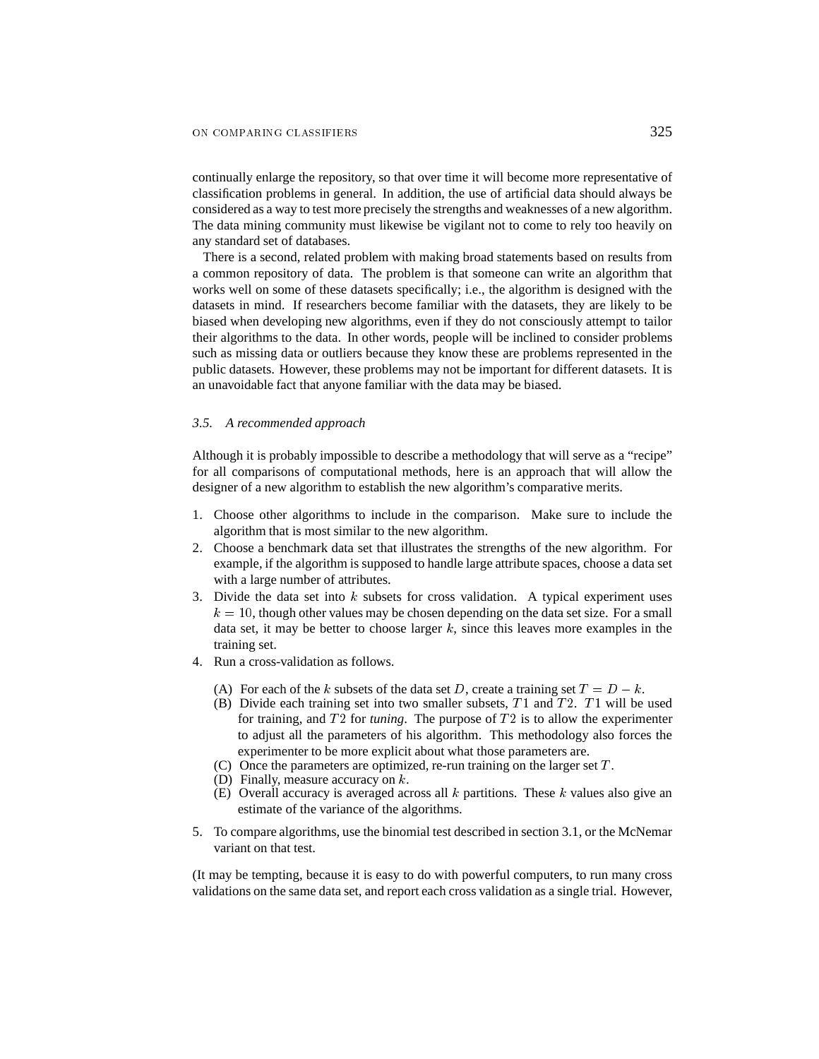continually enlarge the repository, so that over time it will become more representative of classification problems in general. In addition, the use of artificial data should always be considered as a way to test more precisely the strengths and weaknesses of a new algorithm. The data mining community must likewise be vigilant not to come to rely too heavily on any standard set of databases.

There is a second, related problem with making broad statements based on results from a common repository of data. The problem is that someone can write an algorithm that works well on some of these datasets specifically; i.e., the algorithm is designed with the datasets in mind. If researchers become familiar with the datasets, they are likely to be biased when developing new algorithms, even if they do not consciously attempt to tailor their algorithms to the data. In other words, people will be inclined to consider problems such as missing data or outliers because they know these are problems represented in the public datasets. However, these problems may not be important for different datasets. It is an unavoidable fact that anyone familiar with the data may be biased.

### *3.5. A recommended approach*

Although it is probably impossible to describe a methodology that will serve as a "recipe" for all comparisons of computational methods, here is an approach that will allow the designer of a new algorithm to establish the new algorithm's comparative merits.

1. Choose other algorithms to include in the comparison. Make sure to include the algorithm that is most similar to the new algorithm.
2. Choose a benchmark data set that illustrates the strengths of the new algorithm. For example, if the algorithm is supposed to handle large attribute spaces, choose a data set with a large number of attributes.
3. Divide the data set into $k$ subsets for cross validation. A typical experiment uses $k = 10$, though other values may be chosen depending on the data set size. For a small data set, it may be better to choose larger $k$, since this leaves more examples in the training set.
4. Run a cross-validation as follows.
   (A) For each of the $k$ subsets of the data set $D$, create a training set $T = D - k$.
   (B) Divide each training set into two smaller subsets, $T1$ and $T2$. $T1$ will be used for training, and $T2$ for *tuning*. The purpose of $T2$ is to allow the experimenter to adjust all the parameters of his algorithm. This methodology also forces the experimenter to be more explicit about what those parameters are.
   (C) Once the parameters are optimized, re-run training on the larger set $T$.
   (D) Finally, measure accuracy on $k$.
   (E) Overall accuracy is averaged across all $k$ partitions. These $k$ values also give an estimate of the variance of the algorithms.
5. To compare algorithms, use the binomial test described in section 3.1, or the McNemar variant on that test.

(It may be tempting, because it is easy to do with powerful computers, to run many cross validations on the same data set, and report each cross validation as a single trial. However,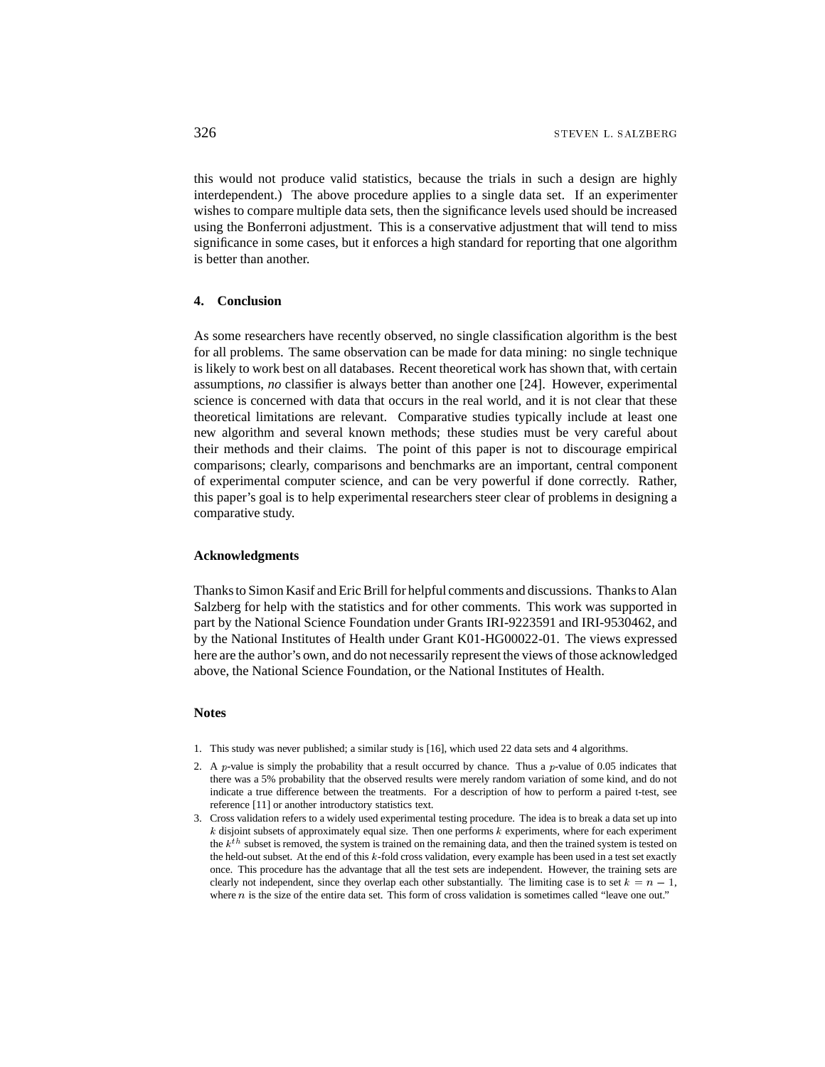this would not produce valid statistics, because the trials in such a design are highly interdependent.) The above procedure applies to a single data set. If an experimenter wishes to compare multiple data sets, then the significance levels used should be increased using the Bonferroni adjustment. This is a conservative adjustment that will tend to miss significance in some cases, but it enforces a high standard for reporting that one algorithm is better than another.

## 4. Conclusion

As some researchers have recently observed, no single classification algorithm is the best for all problems. The same observation can be made for data mining: no single technique is likely to work best on all databases. Recent theoretical work has shown that, with certain assumptions, *no* classifier is always better than another one [24]. However, experimental science is concerned with data that occurs in the real world, and it is not clear that these theoretical limitations are relevant. Comparative studies typically include at least one new algorithm and several known methods; these studies must be very careful about their methods and their claims. The point of this paper is not to discourage empirical comparisons; clearly, comparisons and benchmarks are an important, central component of experimental computer science, and can be very powerful if done correctly. Rather, this paper's goal is to help experimental researchers steer clear of problems in designing a comparative study.

## Acknowledgments

Thanks to Simon Kasif and Eric Brill for helpful comments and discussions. Thanks to Alan Salzberg for help with the statistics and for other comments. This work was supported in part by the National Science Foundation under Grants IRI-9223591 and IRI-9530462, and by the National Institutes of Health under Grant K01-HG00022-01. The views expressed here are the author's own, and do not necessarily represent the views of those acknowledged above, the National Science Foundation, or the National Institutes of Health.

## Notes

1. This study was never published; a similar study is [16], which used 22 data sets and 4 algorithms.
2. A $p$-value is simply the probability that a result occurred by chance. Thus a $p$-value of 0.05 indicates that there was a 5% probability that the observed results were merely random variation of some kind, and do not indicate a true difference between the treatments. For a description of how to perform a paired t-test, see reference [11] or another introductory statistics text.
3. Cross validation refers to a widely used experimental testing procedure. The idea is to break a data set up into $k$ disjoint subsets of approximately equal size. Then one performs $k$ experiments, where for each experiment the $k^{th}$ subset is removed, the system is trained on the remaining data, and then the trained system is tested on the held-out subset. At the end of this $k$-fold cross validation, every example has been used in a test set exactly once. This procedure has the advantage that all the test sets are independent. However, the training sets are clearly not independent, since they overlap each other substantially. The limiting case is to set $k = n - 1$, where $n$ is the size of the entire data set. This form of cross validation is sometimes called "leave one out."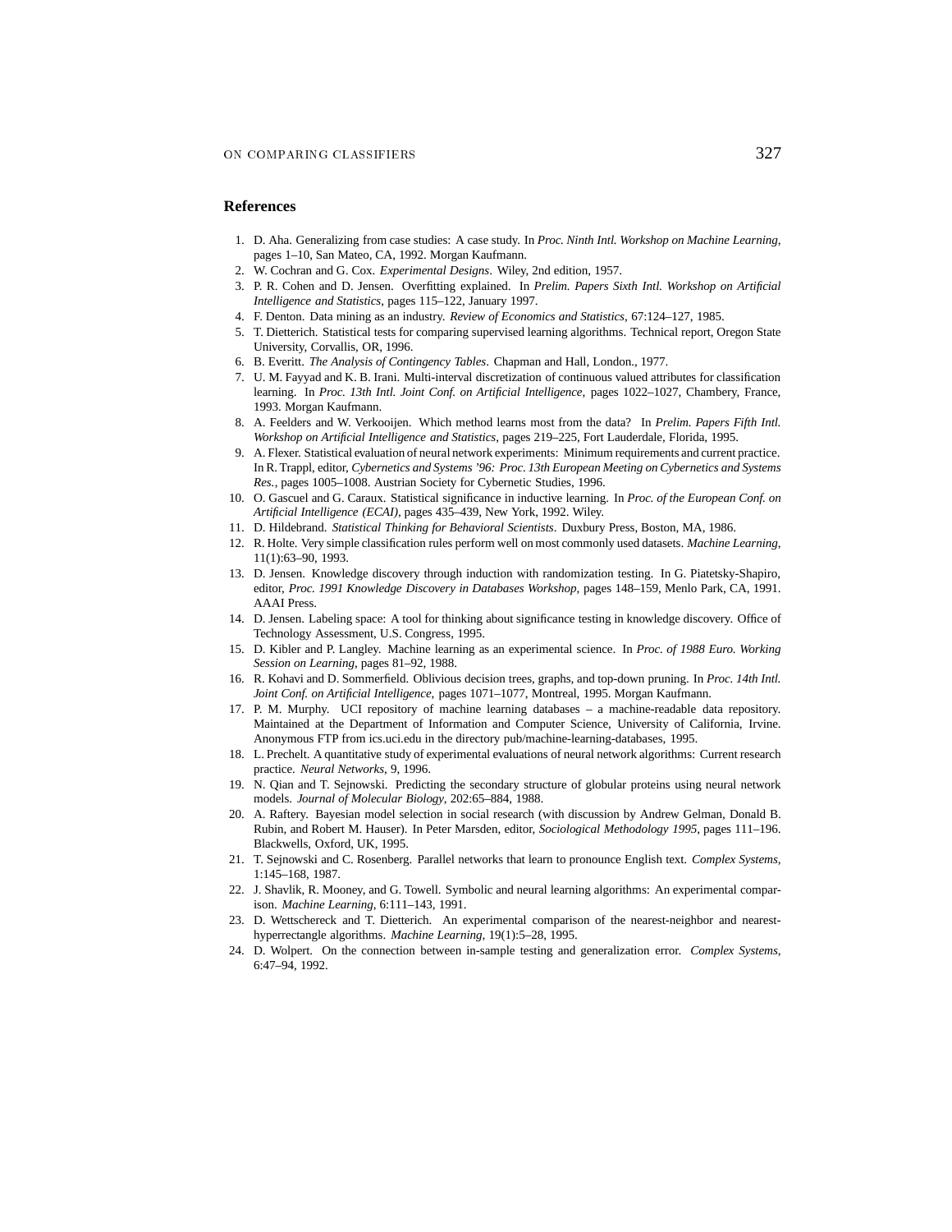## References

1. D. Aha. Generalizing from case studies: A case study. In *Proc. Ninth Intl. Workshop on Machine Learning*, pages 1–10, San Mateo, CA, 1992. Morgan Kaufmann.
2. W. Cochran and G. Cox. *Experimental Designs*. Wiley, 2nd edition, 1957.
3. P. R. Cohen and D. Jensen. Overfitting explained. In *Prelim. Papers Sixth Intl. Workshop on Artificial Intelligence and Statistics*, pages 115–122, January 1997.
4. F. Denton. Data mining as an industry. *Review of Economics and Statistics*, 67:124–127, 1985.
5. T. Dietterich. Statistical tests for comparing supervised learning algorithms. Technical report, Oregon State University, Corvallis, OR, 1996.
6. B. Everitt. *The Analysis of Contingency Tables*. Chapman and Hall, London., 1977.
7. U. M. Fayyad and K. B. Irani. Multi-interval discretization of continuous valued attributes for classification learning. In *Proc. 13th Intl. Joint Conf. on Artificial Intelligence*, pages 1022–1027, Chambery, France, 1993. Morgan Kaufmann.
8. A. Feelders and W. Verkooijen. Which method learns most from the data? In *Prelim. Papers Fifth Intl. Workshop on Artificial Intelligence and Statistics*, pages 219–225, Fort Lauderdale, Florida, 1995.
9. A. Flexer. Statistical evaluation of neural network experiments: Minimum requirements and current practice. In R. Trappl, editor, *Cybernetics and Systems '96: Proc. 13th European Meeting on Cybernetics and Systems Res.*, pages 1005–1008. Austrian Society for Cybernetic Studies, 1996.
10. O. Gascuel and G. Caraux. Statistical significance in inductive learning. In *Proc. of the European Conf. on Artificial Intelligence (ECAI)*, pages 435–439, New York, 1992. Wiley.
11. D. Hildebrand. *Statistical Thinking for Behavioral Scientists*. Duxbury Press, Boston, MA, 1986.
12. R. Holte. Very simple classification rules perform well on most commonly used datasets. *Machine Learning*, 11(1):63–90, 1993.
13. D. Jensen. Knowledge discovery through induction with randomization testing. In G. Piatetsky-Shapiro, editor, *Proc. 1991 Knowledge Discovery in Databases Workshop*, pages 148–159, Menlo Park, CA, 1991. AAAI Press.
14. D. Jensen. Labeling space: A tool for thinking about significance testing in knowledge discovery. Office of Technology Assessment, U.S. Congress, 1995.
15. D. Kibler and P. Langley. Machine learning as an experimental science. In *Proc. of 1988 Euro. Working Session on Learning*, pages 81–92, 1988.
16. R. Kohavi and D. Sommerfield. Oblivious decision trees, graphs, and top-down pruning. In *Proc. 14th Intl. Joint Conf. on Artificial Intelligence*, pages 1071–1077, Montreal, 1995. Morgan Kaufmann.
17. P. M. Murphy. UCI repository of machine learning databases – a machine-readable data repository. Maintained at the Department of Information and Computer Science, University of California, Irvine. Anonymous FTP from ics.uci.edu in the directory pub/machine-learning-databases, 1995.
18. L. Prechelt. A quantitative study of experimental evaluations of neural network algorithms: Current research practice. *Neural Networks*, 9, 1996.
19. N. Qian and T. Sejnowski. Predicting the secondary structure of globular proteins using neural network models. *Journal of Molecular Biology*, 202:65–884, 1988.
20. A. Raftery. Bayesian model selection in social research (with discussion by Andrew Gelman, Donald B. Rubin, and Robert M. Hauser). In Peter Marsden, editor, *Sociological Methodology 1995*, pages 111–196. Blackwells, Oxford, UK, 1995.
21. T. Sejnowski and C. Rosenberg. Parallel networks that learn to pronounce English text. *Complex Systems*, 1:145–168, 1987.
22. J. Shavlik, R. Mooney, and G. Towell. Symbolic and neural learning algorithms: An experimental comparison. *Machine Learning*, 6:111–143, 1991.
23. D. Wettschereck and T. Dietterich. An experimental comparison of the nearest-neighbor and nearest-hyperrectangle algorithms. *Machine Learning*, 19(1):5–28, 1995.
24. D. Wolpert. On the connection between in-sample testing and generalization error. *Complex Systems*, 6:47–94, 1992.